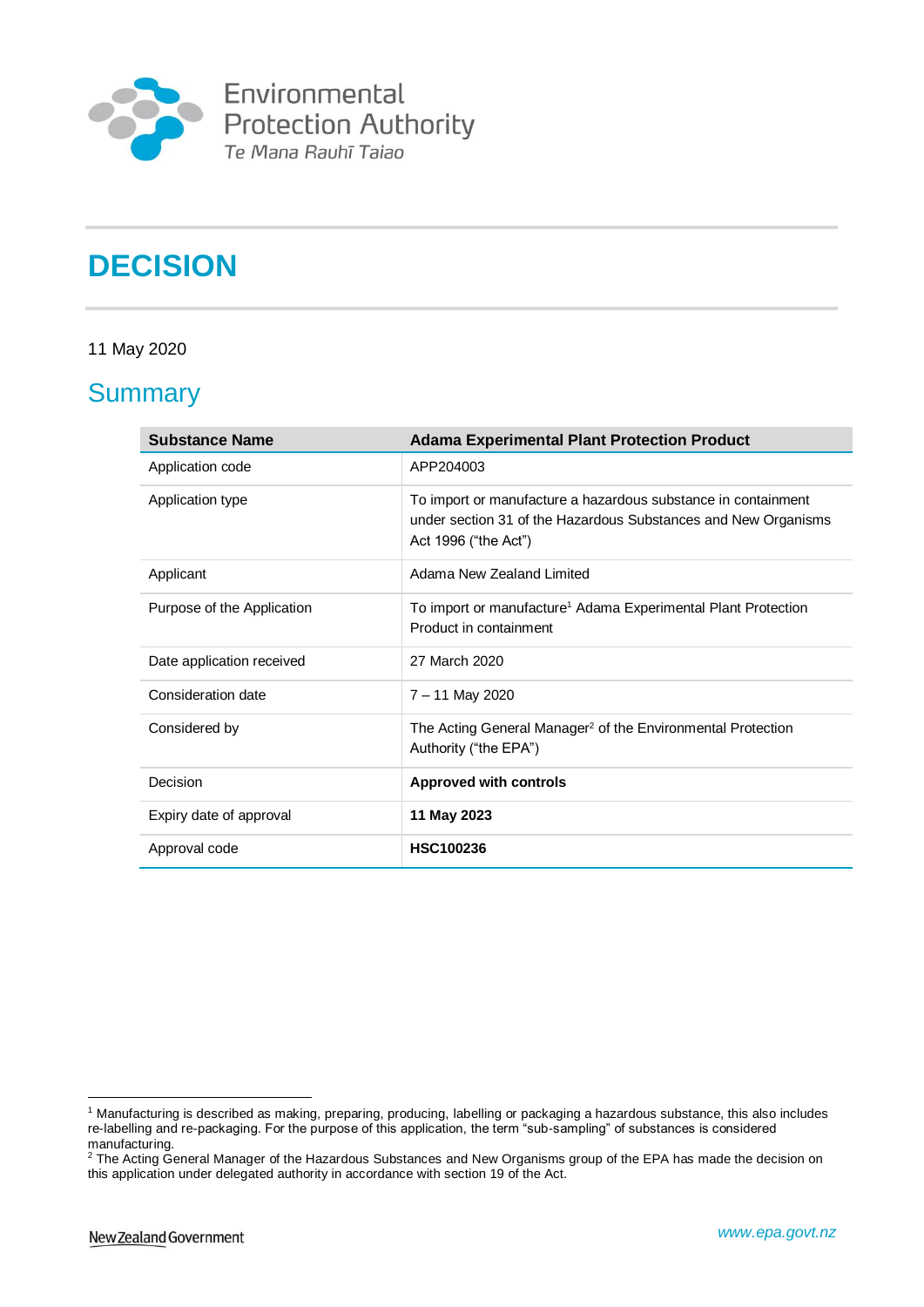Environmental Protection Authority
Te Mana Rauhī Taiao

# DECISION

11 May 2020

## Summary

| Substance Name | Adama Experimental Plant Protection Product |
|---|---|
| Application code | APP204003 |
| Application type | To import or manufacture a hazardous substance in containment under section 31 of the Hazardous Substances and New Organisms Act 1996 ("the Act") |
| Applicant | Adama New Zealand Limited |
| Purpose of the Application | To import or manufacture[1] Adama Experimental Plant Protection Product in containment |
| Date application received | 27 March 2020 |
| Consideration date | 7 – 11 May 2020 |
| Considered by | The Acting General Manager[2] of the Environmental Protection Authority ("the EPA") |
| Decision | **Approved with controls** |
| Expiry date of approval | **11 May 2023** |
| Approval code | **HSC100236** |

[1] Manufacturing is described as making, preparing, producing, labelling or packaging a hazardous substance, this also includes re-labelling and re-packaging. For the purpose of this application, the term "sub-sampling" of substances is considered manufacturing.

[2] The Acting General Manager of the Hazardous Substances and New Organisms group of the EPA has made the decision on this application under delegated authority in accordance with section 19 of the Act.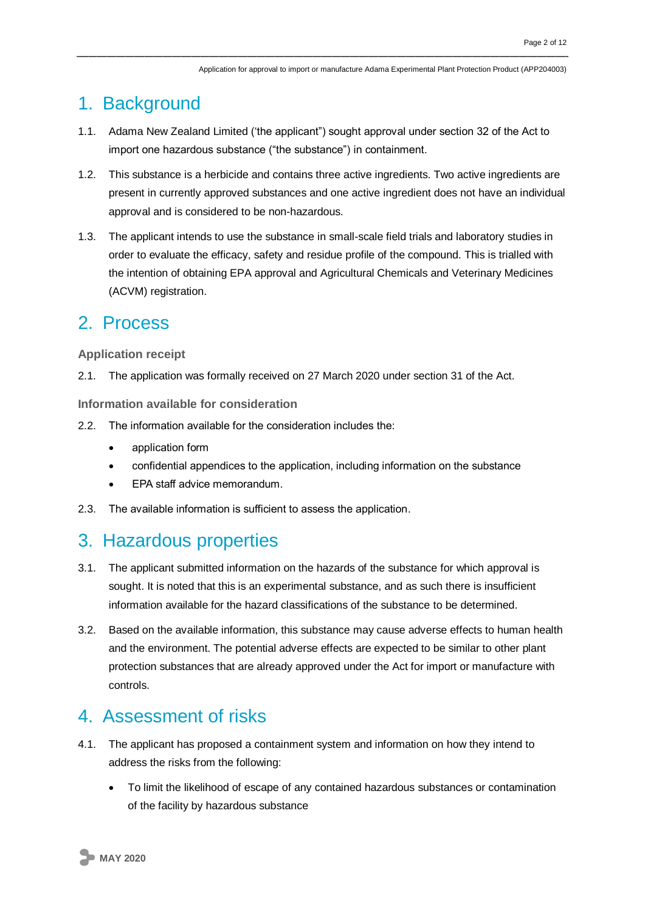# 1. Background

1.1. Adama New Zealand Limited ('the applicant") sought approval under section 32 of the Act to import one hazardous substance ("the substance") in containment.

1.2. This substance is a herbicide and contains three active ingredients. Two active ingredients are present in currently approved substances and one active ingredient does not have an individual approval and is considered to be non-hazardous.

1.3. The applicant intends to use the substance in small-scale field trials and laboratory studies in order to evaluate the efficacy, safety and residue profile of the compound. This is trialled with the intention of obtaining EPA approval and Agricultural Chemicals and Veterinary Medicines (ACVM) registration.

# 2. Process

### Application receipt

2.1. The application was formally received on 27 March 2020 under section 31 of the Act.

### Information available for consideration

2.2. The information available for the consideration includes the:

- application form
- confidential appendices to the application, including information on the substance
- EPA staff advice memorandum.

2.3. The available information is sufficient to assess the application.

# 3. Hazardous properties

3.1. The applicant submitted information on the hazards of the substance for which approval is sought. It is noted that this is an experimental substance, and as such there is insufficient information available for the hazard classifications of the substance to be determined.

3.2. Based on the available information, this substance may cause adverse effects to human health and the environment. The potential adverse effects are expected to be similar to other plant protection substances that are already approved under the Act for import or manufacture with controls.

# 4. Assessment of risks

4.1. The applicant has proposed a containment system and information on how they intend to address the risks from the following:

- To limit the likelihood of escape of any contained hazardous substances or contamination of the facility by hazardous substance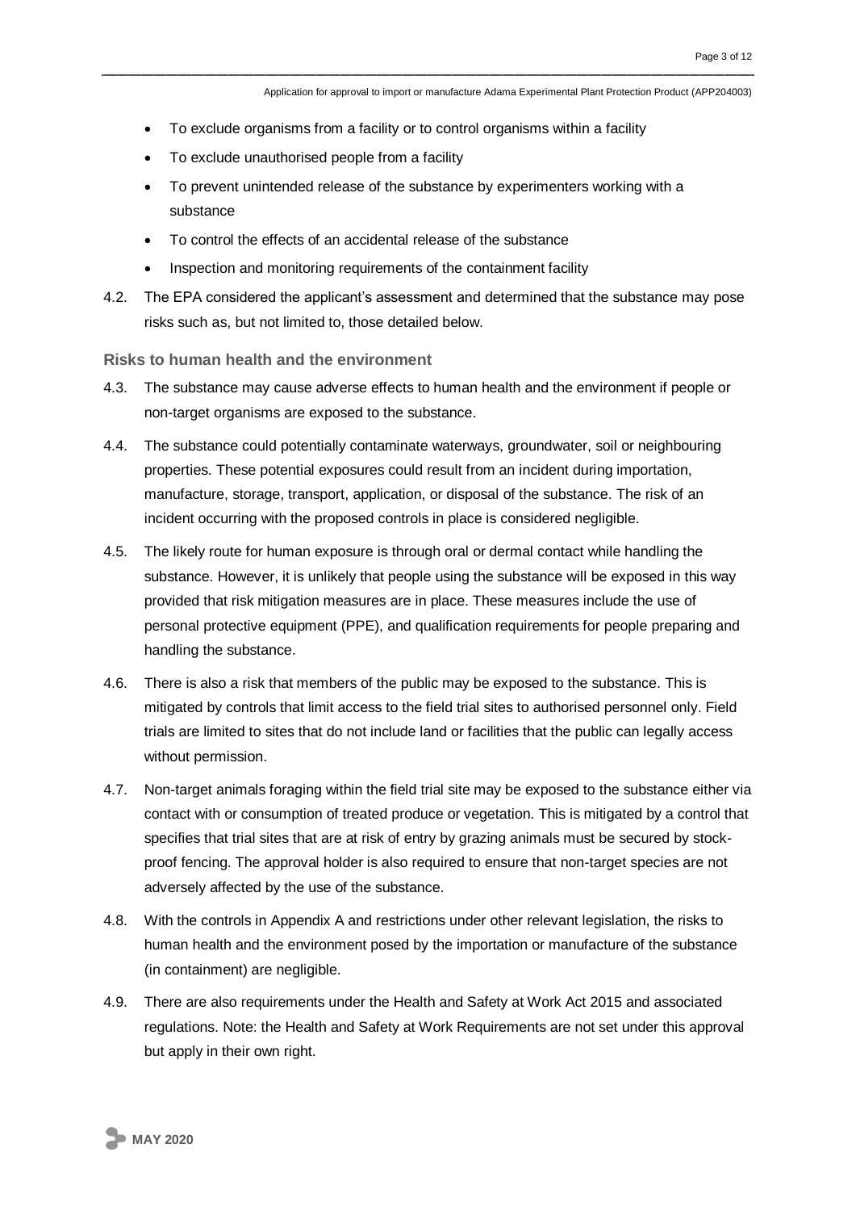- To exclude organisms from a facility or to control organisms within a facility
- To exclude unauthorised people from a facility
- To prevent unintended release of the substance by experimenters working with a substance
- To control the effects of an accidental release of the substance
- Inspection and monitoring requirements of the containment facility

4.2. The EPA considered the applicant's assessment and determined that the substance may pose risks such as, but not limited to, those detailed below.

### Risks to human health and the environment

4.3. The substance may cause adverse effects to human health and the environment if people or non-target organisms are exposed to the substance.

4.4. The substance could potentially contaminate waterways, groundwater, soil or neighbouring properties. These potential exposures could result from an incident during importation, manufacture, storage, transport, application, or disposal of the substance. The risk of an incident occurring with the proposed controls in place is considered negligible.

4.5. The likely route for human exposure is through oral or dermal contact while handling the substance. However, it is unlikely that people using the substance will be exposed in this way provided that risk mitigation measures are in place. These measures include the use of personal protective equipment (PPE), and qualification requirements for people preparing and handling the substance.

4.6. There is also a risk that members of the public may be exposed to the substance. This is mitigated by controls that limit access to the field trial sites to authorised personnel only. Field trials are limited to sites that do not include land or facilities that the public can legally access without permission.

4.7. Non-target animals foraging within the field trial site may be exposed to the substance either via contact with or consumption of treated produce or vegetation. This is mitigated by a control that specifies that trial sites that are at risk of entry by grazing animals must be secured by stock-proof fencing. The approval holder is also required to ensure that non-target species are not adversely affected by the use of the substance.

4.8. With the controls in Appendix A and restrictions under other relevant legislation, the risks to human health and the environment posed by the importation or manufacture of the substance (in containment) are negligible.

4.9. There are also requirements under the Health and Safety at Work Act 2015 and associated regulations. Note: the Health and Safety at Work Requirements are not set under this approval but apply in their own right.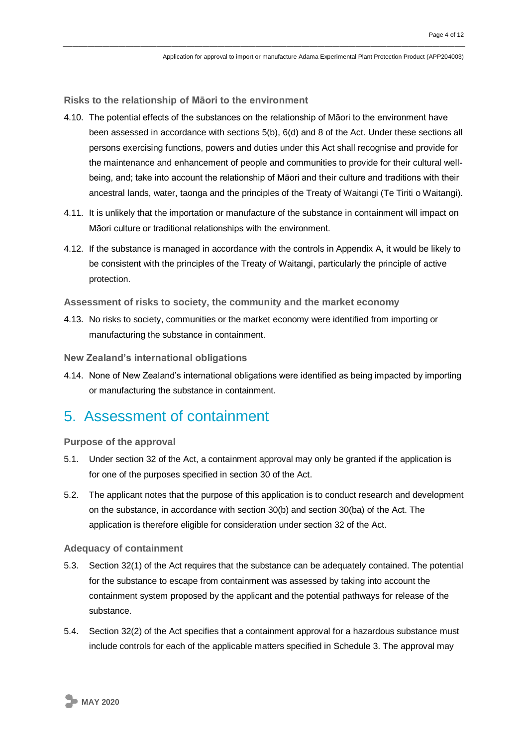### Risks to the relationship of Māori to the environment

4.10. The potential effects of the substances on the relationship of Māori to the environment have been assessed in accordance with sections 5(b), 6(d) and 8 of the Act. Under these sections all persons exercising functions, powers and duties under this Act shall recognise and provide for the maintenance and enhancement of people and communities to provide for their cultural well-being, and; take into account the relationship of Māori and their culture and traditions with their ancestral lands, water, taonga and the principles of the Treaty of Waitangi (Te Tiriti o Waitangi).

4.11. It is unlikely that the importation or manufacture of the substance in containment will impact on Māori culture or traditional relationships with the environment.

4.12. If the substance is managed in accordance with the controls in Appendix A, it would be likely to be consistent with the principles of the Treaty of Waitangi, particularly the principle of active protection.

### Assessment of risks to society, the community and the market economy

4.13. No risks to society, communities or the market economy were identified from importing or manufacturing the substance in containment.

### New Zealand's international obligations

4.14. None of New Zealand's international obligations were identified as being impacted by importing or manufacturing the substance in containment.

## 5. Assessment of containment

### Purpose of the approval

5.1. Under section 32 of the Act, a containment approval may only be granted if the application is for one of the purposes specified in section 30 of the Act.

5.2. The applicant notes that the purpose of this application is to conduct research and development on the substance, in accordance with section 30(b) and section 30(ba) of the Act. The application is therefore eligible for consideration under section 32 of the Act.

### Adequacy of containment

5.3. Section 32(1) of the Act requires that the substance can be adequately contained. The potential for the substance to escape from containment was assessed by taking into account the containment system proposed by the applicant and the potential pathways for release of the substance.

5.4. Section 32(2) of the Act specifies that a containment approval for a hazardous substance must include controls for each of the applicable matters specified in Schedule 3. The approval may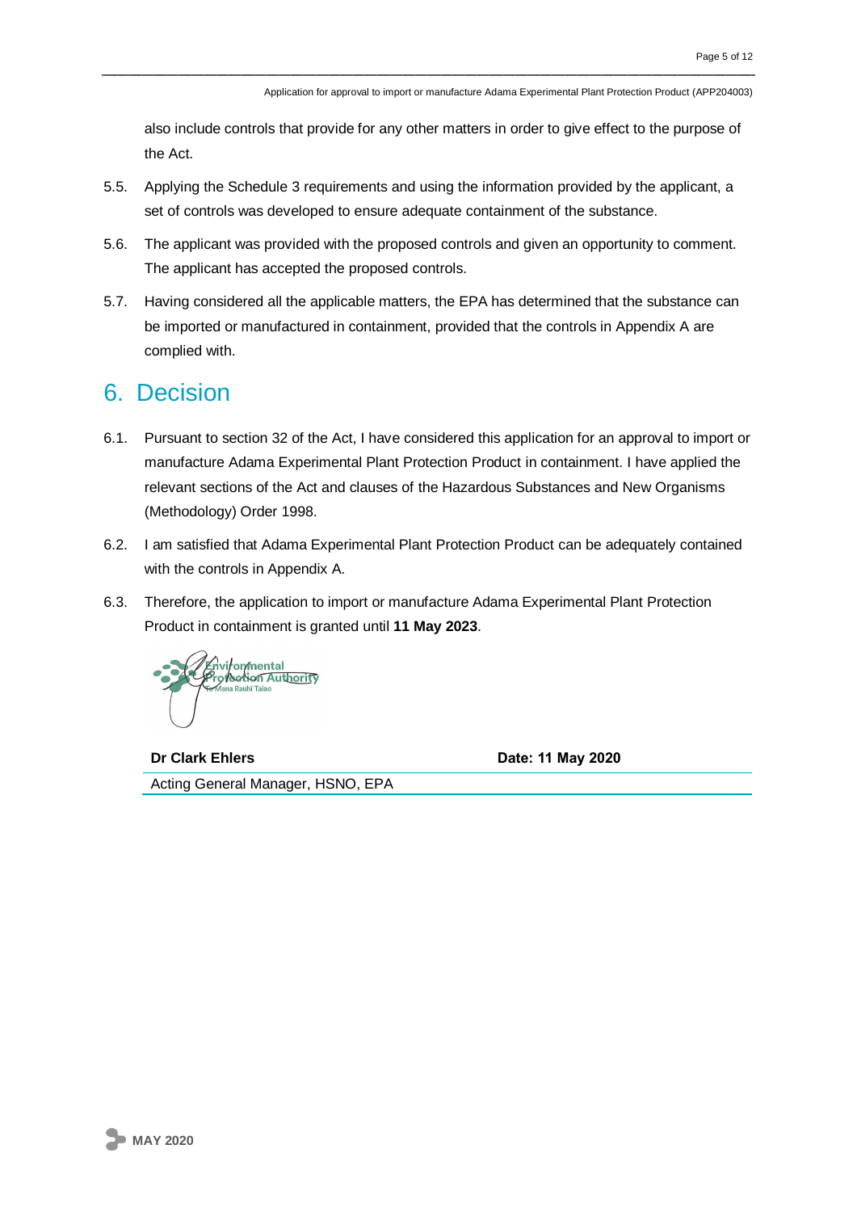also include controls that provide for any other matters in order to give effect to the purpose of the Act.

5.5. Applying the Schedule 3 requirements and using the information provided by the applicant, a set of controls was developed to ensure adequate containment of the substance.

5.6. The applicant was provided with the proposed controls and given an opportunity to comment. The applicant has accepted the proposed controls.

5.7. Having considered all the applicable matters, the EPA has determined that the substance can be imported or manufactured in containment, provided that the controls in Appendix A are complied with.

# 6. Decision

6.1. Pursuant to section 32 of the Act, I have considered this application for an approval to import or manufacture Adama Experimental Plant Protection Product in containment. I have applied the relevant sections of the Act and clauses of the Hazardous Substances and New Organisms (Methodology) Order 1998.

6.2. I am satisfied that Adama Experimental Plant Protection Product can be adequately contained with the controls in Appendix A.

6.3. Therefore, the application to import or manufacture Adama Experimental Plant Protection Product in containment is granted until **11 May 2023**.

Environmental Protection Authority
Te Mana Rauhī Taiao

| **Dr Clark Ehlers** | **Date: 11 May 2020** |
|---|---|
| Acting General Manager, HSNO, EPA | |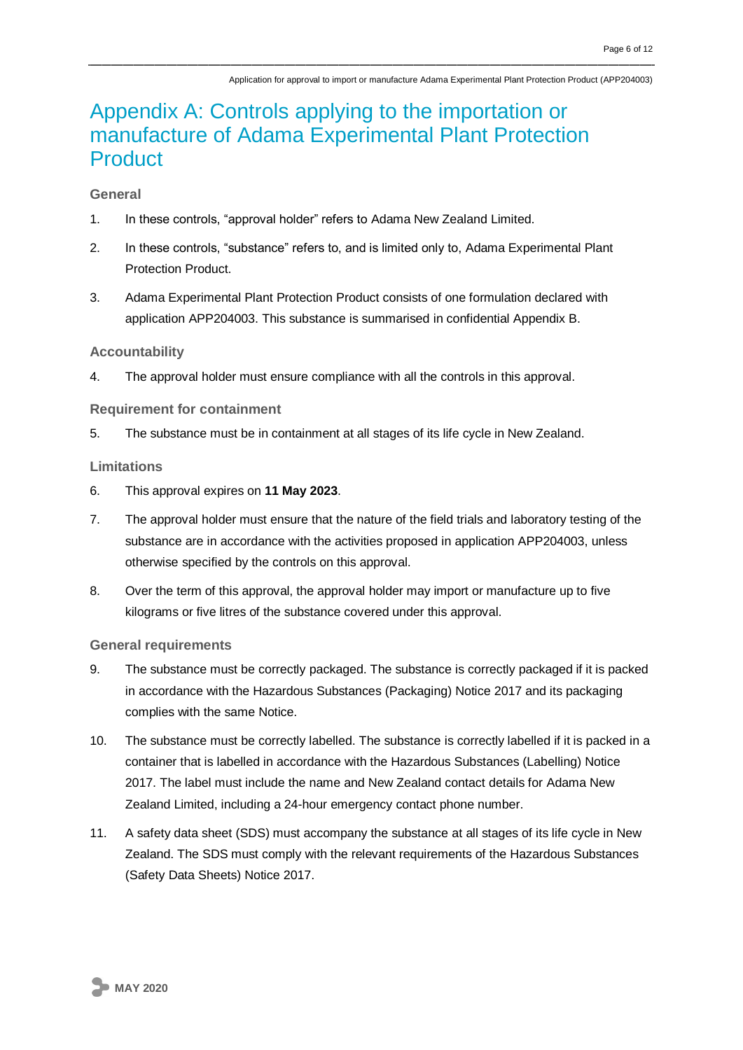# Appendix A: Controls applying to the importation or manufacture of Adama Experimental Plant Protection Product

### General

1. In these controls, “approval holder” refers to Adama New Zealand Limited.
2. In these controls, “substance” refers to, and is limited only to, Adama Experimental Plant Protection Product.
3. Adama Experimental Plant Protection Product consists of one formulation declared with application APP204003. This substance is summarised in confidential Appendix B.

### Accountability

4. The approval holder must ensure compliance with all the controls in this approval.

### Requirement for containment

5. The substance must be in containment at all stages of its life cycle in New Zealand.

### Limitations

6. This approval expires on **11 May 2023**.
7. The approval holder must ensure that the nature of the field trials and laboratory testing of the substance are in accordance with the activities proposed in application APP204003, unless otherwise specified by the controls on this approval.
8. Over the term of this approval, the approval holder may import or manufacture up to five kilograms or five litres of the substance covered under this approval.

### General requirements

9. The substance must be correctly packaged. The substance is correctly packaged if it is packed in accordance with the Hazardous Substances (Packaging) Notice 2017 and its packaging complies with the same Notice.
10. The substance must be correctly labelled. The substance is correctly labelled if it is packed in a container that is labelled in accordance with the Hazardous Substances (Labelling) Notice 2017. The label must include the name and New Zealand contact details for Adama New Zealand Limited, including a 24-hour emergency contact phone number.
11. A safety data sheet (SDS) must accompany the substance at all stages of its life cycle in New Zealand. The SDS must comply with the relevant requirements of the Hazardous Substances (Safety Data Sheets) Notice 2017.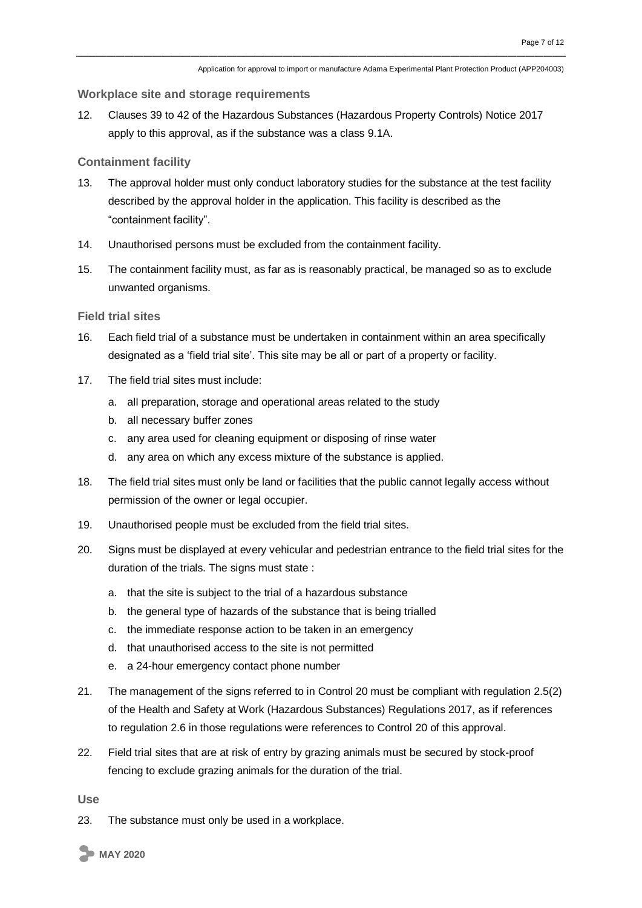### Workplace site and storage requirements

12. Clauses 39 to 42 of the Hazardous Substances (Hazardous Property Controls) Notice 2017 apply to this approval, as if the substance was a class 9.1A.

### Containment facility

13. The approval holder must only conduct laboratory studies for the substance at the test facility described by the approval holder in the application. This facility is described as the "containment facility".

14. Unauthorised persons must be excluded from the containment facility.

15. The containment facility must, as far as is reasonably practical, be managed so as to exclude unwanted organisms.

### Field trial sites

16. Each field trial of a substance must be undertaken in containment within an area specifically designated as a 'field trial site'. This site may be all or part of a property or facility.

17. The field trial sites must include:
    a. all preparation, storage and operational areas related to the study
    b. all necessary buffer zones
    c. any area used for cleaning equipment or disposing of rinse water
    d. any area on which any excess mixture of the substance is applied.

18. The field trial sites must only be land or facilities that the public cannot legally access without permission of the owner or legal occupier.

19. Unauthorised people must be excluded from the field trial sites.

20. Signs must be displayed at every vehicular and pedestrian entrance to the field trial sites for the duration of the trials. The signs must state :
    a. that the site is subject to the trial of a hazardous substance
    b. the general type of hazards of the substance that is being trialled
    c. the immediate response action to be taken in an emergency
    d. that unauthorised access to the site is not permitted
    e. a 24-hour emergency contact phone number

21. The management of the signs referred to in Control 20 must be compliant with regulation 2.5(2) of the Health and Safety at Work (Hazardous Substances) Regulations 2017, as if references to regulation 2.6 in those regulations were references to Control 20 of this approval.

22. Field trial sites that are at risk of entry by grazing animals must be secured by stock-proof fencing to exclude grazing animals for the duration of the trial.

### Use

23. The substance must only be used in a workplace.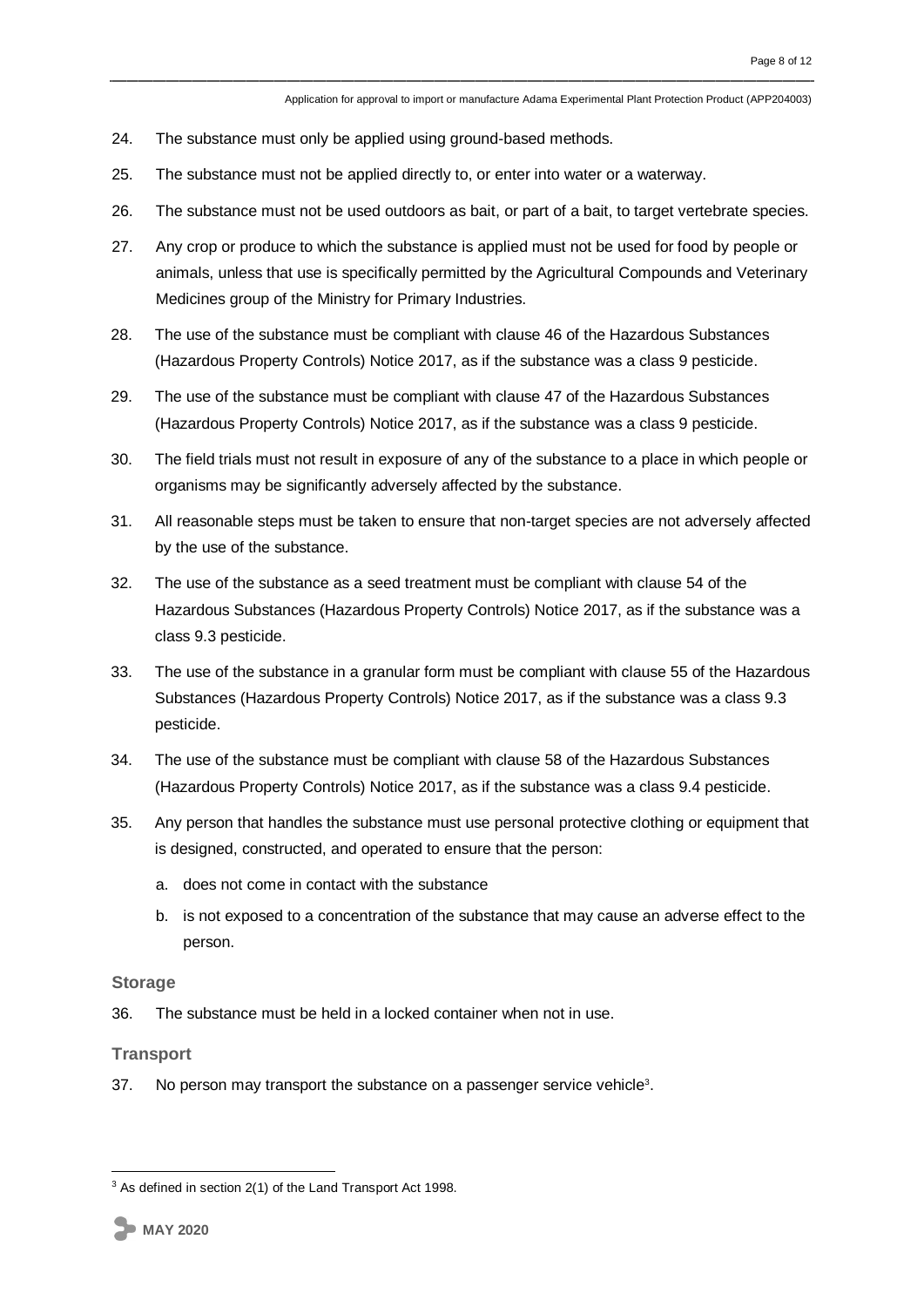24. The substance must only be applied using ground-based methods.
25. The substance must not be applied directly to, or enter into water or a waterway.
26. The substance must not be used outdoors as bait, or part of a bait, to target vertebrate species.
27. Any crop or produce to which the substance is applied must not be used for food by people or animals, unless that use is specifically permitted by the Agricultural Compounds and Veterinary Medicines group of the Ministry for Primary Industries.
28. The use of the substance must be compliant with clause 46 of the Hazardous Substances (Hazardous Property Controls) Notice 2017, as if the substance was a class 9 pesticide.
29. The use of the substance must be compliant with clause 47 of the Hazardous Substances (Hazardous Property Controls) Notice 2017, as if the substance was a class 9 pesticide.
30. The field trials must not result in exposure of any of the substance to a place in which people or organisms may be significantly adversely affected by the substance.
31. All reasonable steps must be taken to ensure that non-target species are not adversely affected by the use of the substance.
32. The use of the substance as a seed treatment must be compliant with clause 54 of the Hazardous Substances (Hazardous Property Controls) Notice 2017, as if the substance was a class 9.3 pesticide.
33. The use of the substance in a granular form must be compliant with clause 55 of the Hazardous Substances (Hazardous Property Controls) Notice 2017, as if the substance was a class 9.3 pesticide.
34. The use of the substance must be compliant with clause 58 of the Hazardous Substances (Hazardous Property Controls) Notice 2017, as if the substance was a class 9.4 pesticide.
35. Any person that handles the substance must use personal protective clothing or equipment that is designed, constructed, and operated to ensure that the person:
    a. does not come in contact with the substance
    b. is not exposed to a concentration of the substance that may cause an adverse effect to the person.

### Storage

36. The substance must be held in a locked container when not in use.

### Transport

37. No person may transport the substance on a passenger service vehicle[3].

[3] As defined in section 2(1) of the Land Transport Act 1998.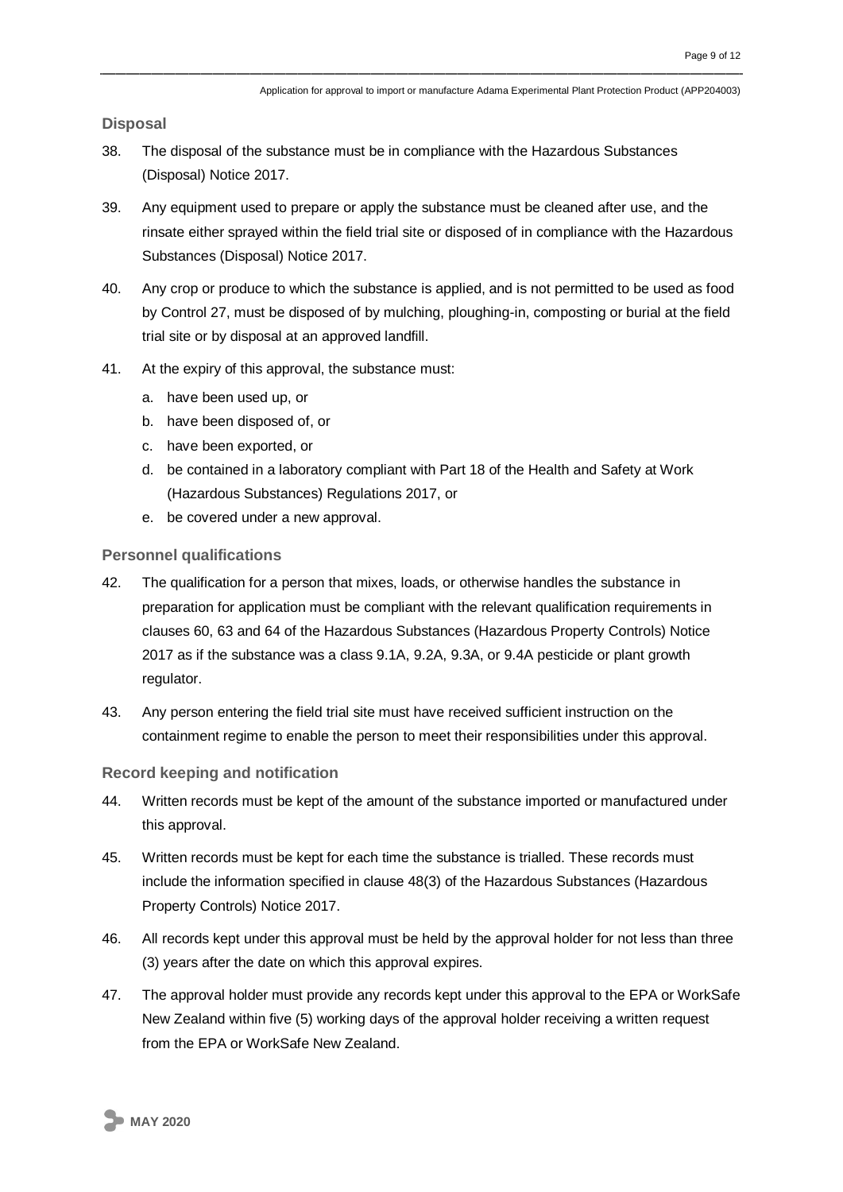### Disposal

38. The disposal of the substance must be in compliance with the Hazardous Substances (Disposal) Notice 2017.

39. Any equipment used to prepare or apply the substance must be cleaned after use, and the rinsate either sprayed within the field trial site or disposed of in compliance with the Hazardous Substances (Disposal) Notice 2017.

40. Any crop or produce to which the substance is applied, and is not permitted to be used as food by Control 27, must be disposed of by mulching, ploughing-in, composting or burial at the field trial site or by disposal at an approved landfill.

41. At the expiry of this approval, the substance must:
    a. have been used up, or
    b. have been disposed of, or
    c. have been exported, or
    d. be contained in a laboratory compliant with Part 18 of the Health and Safety at Work (Hazardous Substances) Regulations 2017, or
    e. be covered under a new approval.

### Personnel qualifications

42. The qualification for a person that mixes, loads, or otherwise handles the substance in preparation for application must be compliant with the relevant qualification requirements in clauses 60, 63 and 64 of the Hazardous Substances (Hazardous Property Controls) Notice 2017 as if the substance was a class 9.1A, 9.2A, 9.3A, or 9.4A pesticide or plant growth regulator.

43. Any person entering the field trial site must have received sufficient instruction on the containment regime to enable the person to meet their responsibilities under this approval.

### Record keeping and notification

44. Written records must be kept of the amount of the substance imported or manufactured under this approval.

45. Written records must be kept for each time the substance is trialled. These records must include the information specified in clause 48(3) of the Hazardous Substances (Hazardous Property Controls) Notice 2017.

46. All records kept under this approval must be held by the approval holder for not less than three (3) years after the date on which this approval expires.

47. The approval holder must provide any records kept under this approval to the EPA or WorkSafe New Zealand within five (5) working days of the approval holder receiving a written request from the EPA or WorkSafe New Zealand.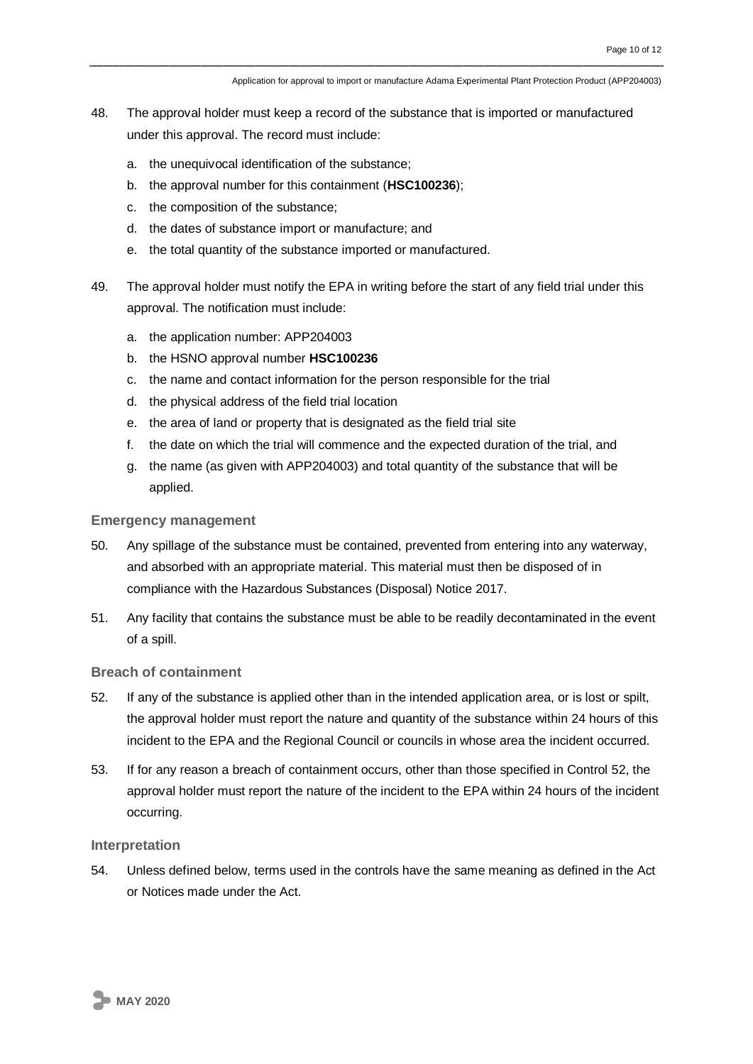48. The approval holder must keep a record of the substance that is imported or manufactured under this approval. The record must include:

    a. the unequivocal identification of the substance;
    b. the approval number for this containment (**HSC100236**);
    c. the composition of the substance;
    d. the dates of substance import or manufacture; and
    e. the total quantity of the substance imported or manufactured.

49. The approval holder must notify the EPA in writing before the start of any field trial under this approval. The notification must include:

    a. the application number: APP204003
    b. the HSNO approval number **HSC100236**
    c. the name and contact information for the person responsible for the trial
    d. the physical address of the field trial location
    e. the area of land or property that is designated as the field trial site
    f. the date on which the trial will commence and the expected duration of the trial, and
    g. the name (as given with APP204003) and total quantity of the substance that will be applied.

### Emergency management

50. Any spillage of the substance must be contained, prevented from entering into any waterway, and absorbed with an appropriate material. This material must then be disposed of in compliance with the Hazardous Substances (Disposal) Notice 2017.

51. Any facility that contains the substance must be able to be readily decontaminated in the event of a spill.

### Breach of containment

52. If any of the substance is applied other than in the intended application area, or is lost or spilt, the approval holder must report the nature and quantity of the substance within 24 hours of this incident to the EPA and the Regional Council or councils in whose area the incident occurred.

53. If for any reason a breach of containment occurs, other than those specified in Control 52, the approval holder must report the nature of the incident to the EPA within 24 hours of the incident occurring.

### Interpretation

54. Unless defined below, terms used in the controls have the same meaning as defined in the Act or Notices made under the Act.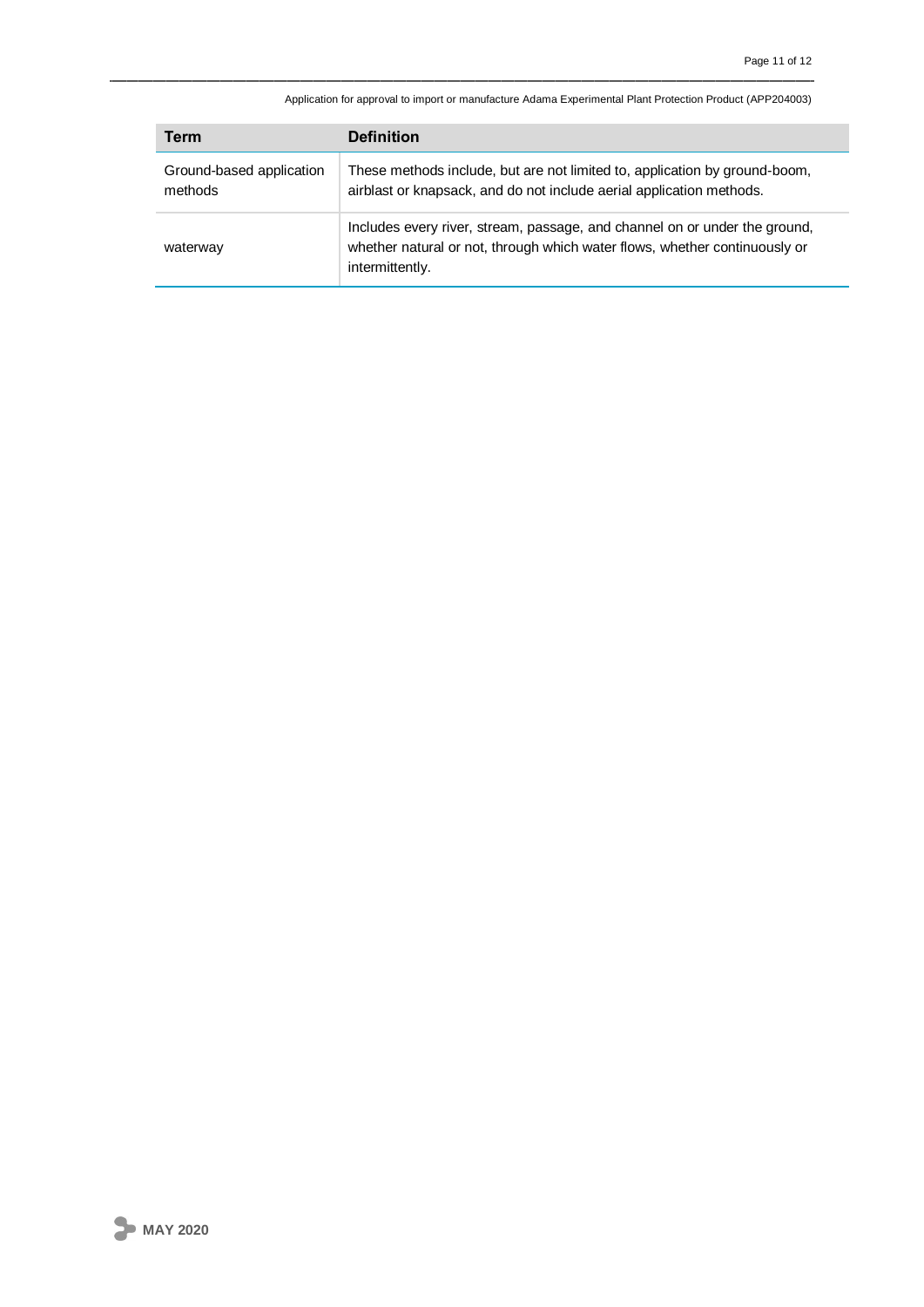| Term | Definition |
| --- | --- |
| Ground-based application methods | These methods include, but are not limited to, application by ground-boom, airblast or knapsack, and do not include aerial application methods. |
| waterway | Includes every river, stream, passage, and channel on or under the ground, whether natural or not, through which water flows, whether continuously or intermittently. |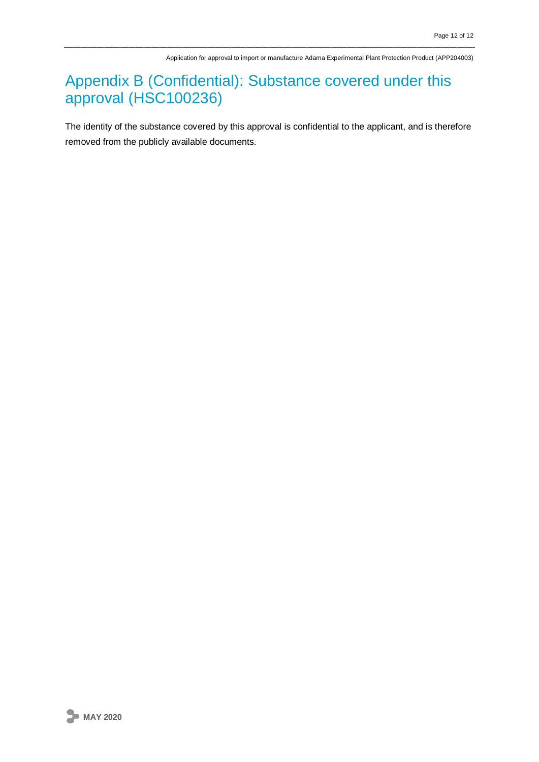# Appendix B (Confidential): Substance covered under this approval (HSC100236)

The identity of the substance covered by this approval is confidential to the applicant, and is therefore removed from the publicly available documents.